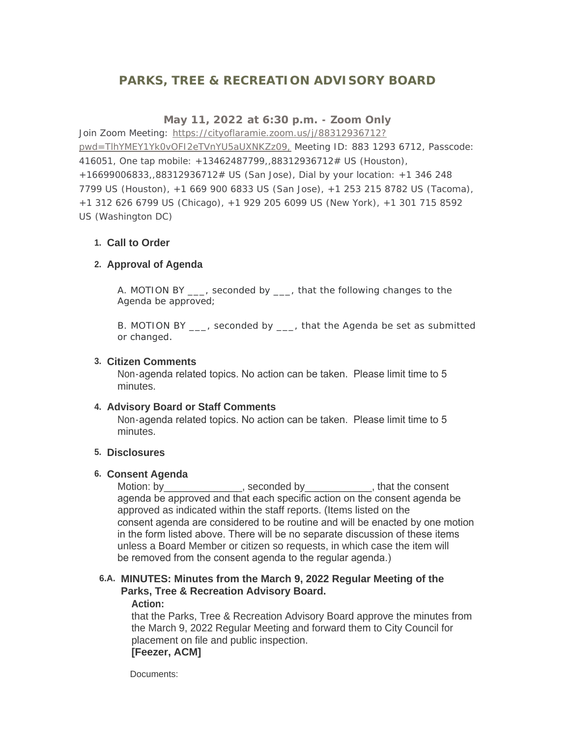# PARKS, TREE & RECREATION ADVISORY BOARD

**May 11, 2022 at 6:30 p.m. - Zoom Only**

Join Zoom Meeting: [https://cityoflaramie.zoom.us/j/88312936712?pwd=TlhYMEY1Yk0vOFI2eTVnYU5aUXNKZz09,](https://cityoflaramie.zoom.us/j/88312936712?pwd=TlhYMEY1Yk0vOFI2eTVnYU5aUXNKZz09) Meeting ID: 883 1293 6712, Passcode: 416051, One tap mobile: +13462487799,,88312936712# US (Houston), +16699006833,,88312936712# US (San Jose), Dial by your location: +1 346 248 7799 US (Houston), +1 669 900 6833 US (San Jose), +1 253 215 8782 US (Tacoma), +1 312 626 6799 US (Chicago), +1 929 205 6099 US (New York), +1 301 715 8592 US (Washington DC)

1. **Call to Order**

2. **Approval of Agenda**

   A. MOTION BY ___, seconded by ___, that the following changes to the Agenda be approved;

   B. MOTION BY ___, seconded by ___, that the Agenda be set as submitted or changed.

3. **Citizen Comments**

   Non-agenda related topics. No action can be taken. Please limit time to 5 minutes.

4. **Advisory Board or Staff Comments**

   Non-agenda related topics. No action can be taken. Please limit time to 5 minutes.

5. **Disclosures**

6. **Consent Agenda**

   Motion: by______________, seconded by____________, that the consent agenda be approved and that each specific action on the consent agenda be approved as indicated within the staff reports. (Items listed on the consent agenda are considered to be routine and will be enacted by one motion in the form listed above. There will be no separate discussion of these items unless a Board Member or citizen so requests, in which case the item will be removed from the consent agenda to the regular agenda.)

**6.A. MINUTES: Minutes from the March 9, 2022 Regular Meeting of the Parks, Tree & Recreation Advisory Board.**

**Action:**

that the Parks, Tree & Recreation Advisory Board approve the minutes from the March 9, 2022 Regular Meeting and forward them to City Council for placement on file and public inspection.

**[Feezer, ACM]**

Documents: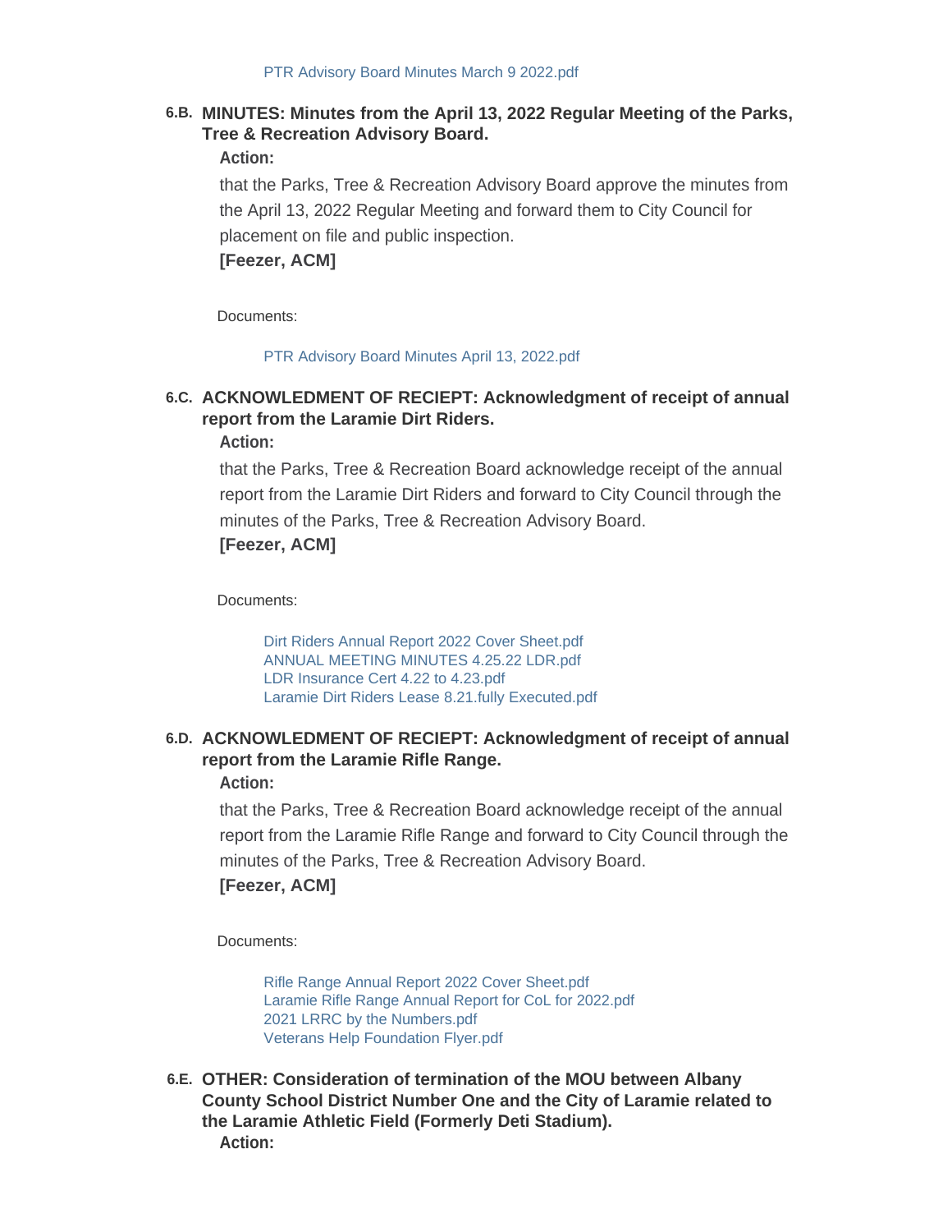PTR Advisory Board Minutes March 9 2022.pdf

**6.B. MINUTES: Minutes from the April 13, 2022 Regular Meeting of the Parks, Tree & Recreation Advisory Board.**

**Action:**

that the Parks, Tree & Recreation Advisory Board approve the minutes from the April 13, 2022 Regular Meeting and forward them to City Council for placement on file and public inspection.

**[Feezer, ACM]**

Documents:

PTR Advisory Board Minutes April 13, 2022.pdf

**6.C. ACKNOWLEDMENT OF RECIEPT: Acknowledgment of receipt of annual report from the Laramie Dirt Riders.**

**Action:**

that the Parks, Tree & Recreation Board acknowledge receipt of the annual report from the Laramie Dirt Riders and forward to City Council through the minutes of the Parks, Tree & Recreation Advisory Board.

**[Feezer, ACM]**

Documents:

Dirt Riders Annual Report 2022 Cover Sheet.pdf
ANNUAL MEETING MINUTES 4.25.22 LDR.pdf
LDR Insurance Cert 4.22 to 4.23.pdf
Laramie Dirt Riders Lease 8.21.fully Executed.pdf

**6.D. ACKNOWLEDMENT OF RECIEPT: Acknowledgment of receipt of annual report from the Laramie Rifle Range.**

**Action:**

that the Parks, Tree & Recreation Board acknowledge receipt of the annual report from the Laramie Rifle Range and forward to City Council through the minutes of the Parks, Tree & Recreation Advisory Board.

**[Feezer, ACM]**

Documents:

Rifle Range Annual Report 2022 Cover Sheet.pdf
Laramie Rifle Range Annual Report for CoL for 2022.pdf
2021 LRRC by the Numbers.pdf
Veterans Help Foundation Flyer.pdf

**6.E. OTHER: Consideration of termination of the MOU between Albany County School District Number One and the City of Laramie related to the Laramie Athletic Field (Formerly Deti Stadium).**

**Action:**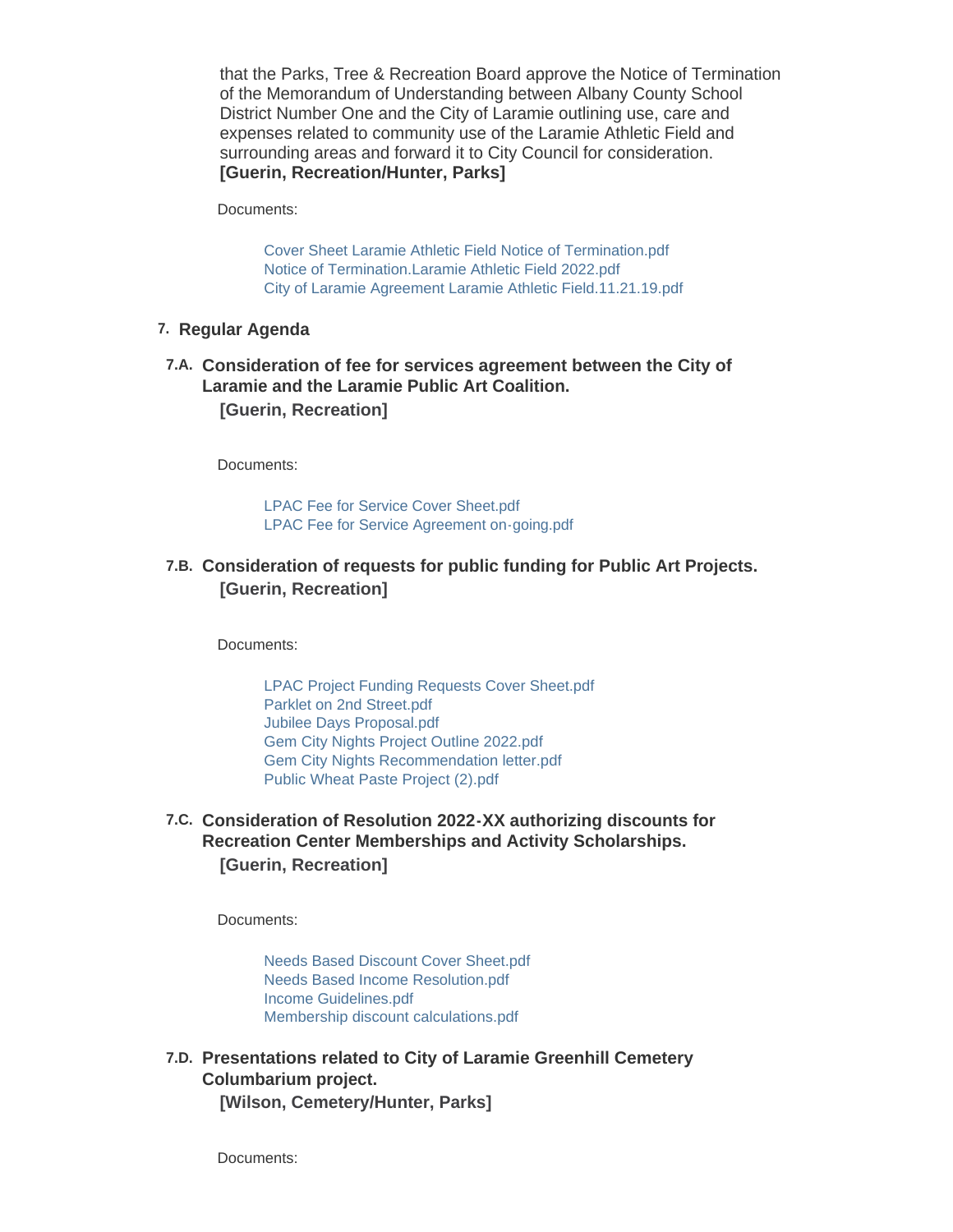that the Parks, Tree & Recreation Board approve the Notice of Termination of the Memorandum of Understanding between Albany County School District Number One and the City of Laramie outlining use, care and expenses related to community use of the Laramie Athletic Field and surrounding areas and forward it to City Council for consideration.
**[Guerin, Recreation/Hunter, Parks]**

Documents:

- Cover Sheet Laramie Athletic Field Notice of Termination.pdf
- Notice of Termination.Laramie Athletic Field 2022.pdf
- City of Laramie Agreement Laramie Athletic Field.11.21.19.pdf

## 7. Regular Agenda

### 7.A. Consideration of fee for services agreement between the City of Laramie and the Laramie Public Art Coalition.

**[Guerin, Recreation]**

Documents:

- LPAC Fee for Service Cover Sheet.pdf
- LPAC Fee for Service Agreement on-going.pdf

### 7.B. Consideration of requests for public funding for Public Art Projects.

**[Guerin, Recreation]**

Documents:

- LPAC Project Funding Requests Cover Sheet.pdf
- Parklet on 2nd Street.pdf
- Jubilee Days Proposal.pdf
- Gem City Nights Project Outline 2022.pdf
- Gem City Nights Recommendation letter.pdf
- Public Wheat Paste Project (2).pdf

### 7.C. Consideration of Resolution 2022-XX authorizing discounts for Recreation Center Memberships and Activity Scholarships.

**[Guerin, Recreation]**

Documents:

- Needs Based Discount Cover Sheet.pdf
- Needs Based Income Resolution.pdf
- Income Guidelines.pdf
- Membership discount calculations.pdf

### 7.D. Presentations related to City of Laramie Greenhill Cemetery Columbarium project.

**[Wilson, Cemetery/Hunter, Parks]**

Documents: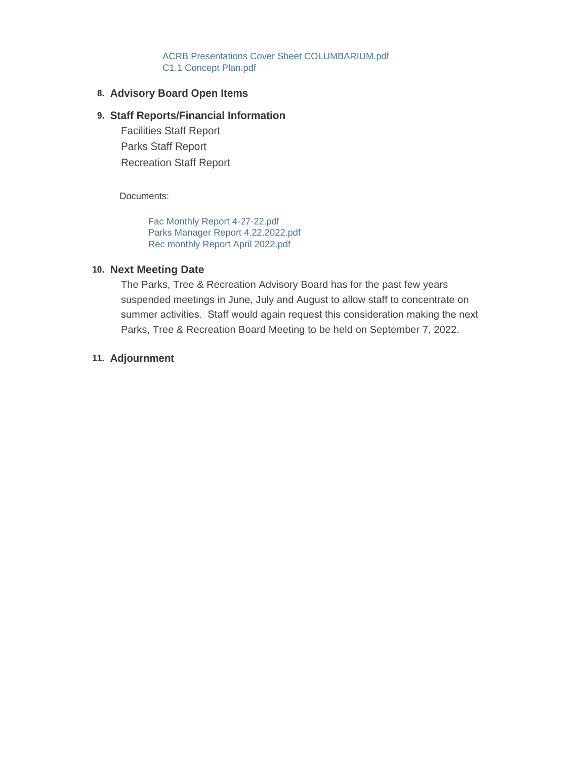ACRB Presentations Cover Sheet COLUMBARIUM.pdf
C1.1 Concept Plan.pdf

## 8. Advisory Board Open Items

## 9. Staff Reports/Financial Information

Facilities Staff Report

Parks Staff Report

Recreation Staff Report

Documents:

Fac Monthly Report 4-27-22.pdf
Parks Manager Report 4.22.2022.pdf
Rec monthly Report April 2022.pdf

## 10. Next Meeting Date

The Parks, Tree & Recreation Advisory Board has for the past few years suspended meetings in June, July and August to allow staff to concentrate on summer activities. Staff would again request this consideration making the next Parks, Tree & Recreation Board Meeting to be held on September 7, 2022.

## 11. Adjournment